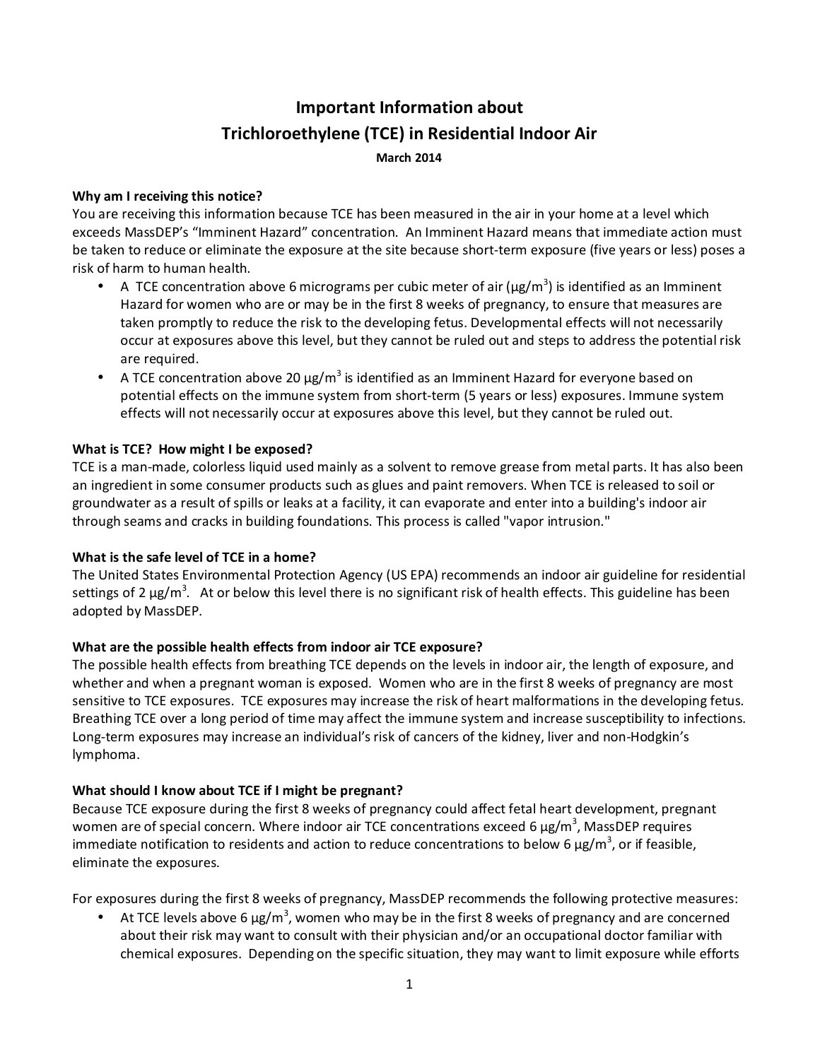# Important Information about Trichloroethylene (TCE) in Residential Indoor Air

**March 2014**

**Why am I receiving this notice?**

You are receiving this information because TCE has been measured in the air in your home at a level which exceeds MassDEP's "Imminent Hazard" concentration. An Imminent Hazard means that immediate action must be taken to reduce or eliminate the exposure at the site because short-term exposure (five years or less) poses a risk of harm to human health.

- A TCE concentration above 6 micrograms per cubic meter of air (μg/m$^3$) is identified as an Imminent Hazard for women who are or may be in the first 8 weeks of pregnancy, to ensure that measures are taken promptly to reduce the risk to the developing fetus. Developmental effects will not necessarily occur at exposures above this level, but they cannot be ruled out and steps to address the potential risk are required.
- A TCE concentration above 20 μg/m$^3$ is identified as an Imminent Hazard for everyone based on potential effects on the immune system from short-term (5 years or less) exposures. Immune system effects will not necessarily occur at exposures above this level, but they cannot be ruled out.

**What is TCE? How might I be exposed?**

TCE is a man-made, colorless liquid used mainly as a solvent to remove grease from metal parts. It has also been an ingredient in some consumer products such as glues and paint removers. When TCE is released to soil or groundwater as a result of spills or leaks at a facility, it can evaporate and enter into a building's indoor air through seams and cracks in building foundations. This process is called "vapor intrusion."

**What is the safe level of TCE in a home?**

The United States Environmental Protection Agency (US EPA) recommends an indoor air guideline for residential settings of 2 μg/m$^3$. At or below this level there is no significant risk of health effects. This guideline has been adopted by MassDEP.

**What are the possible health effects from indoor air TCE exposure?**

The possible health effects from breathing TCE depends on the levels in indoor air, the length of exposure, and whether and when a pregnant woman is exposed. Women who are in the first 8 weeks of pregnancy are most sensitive to TCE exposures. TCE exposures may increase the risk of heart malformations in the developing fetus. Breathing TCE over a long period of time may affect the immune system and increase susceptibility to infections. Long-term exposures may increase an individual's risk of cancers of the kidney, liver and non-Hodgkin's lymphoma.

**What should I know about TCE if I might be pregnant?**

Because TCE exposure during the first 8 weeks of pregnancy could affect fetal heart development, pregnant women are of special concern. Where indoor air TCE concentrations exceed 6 μg/m$^3$, MassDEP requires immediate notification to residents and action to reduce concentrations to below 6 μg/m$^3$, or if feasible, eliminate the exposures.

For exposures during the first 8 weeks of pregnancy, MassDEP recommends the following protective measures:

- At TCE levels above 6 μg/m$^3$, women who may be in the first 8 weeks of pregnancy and are concerned about their risk may want to consult with their physician and/or an occupational doctor familiar with chemical exposures. Depending on the specific situation, they may want to limit exposure while efforts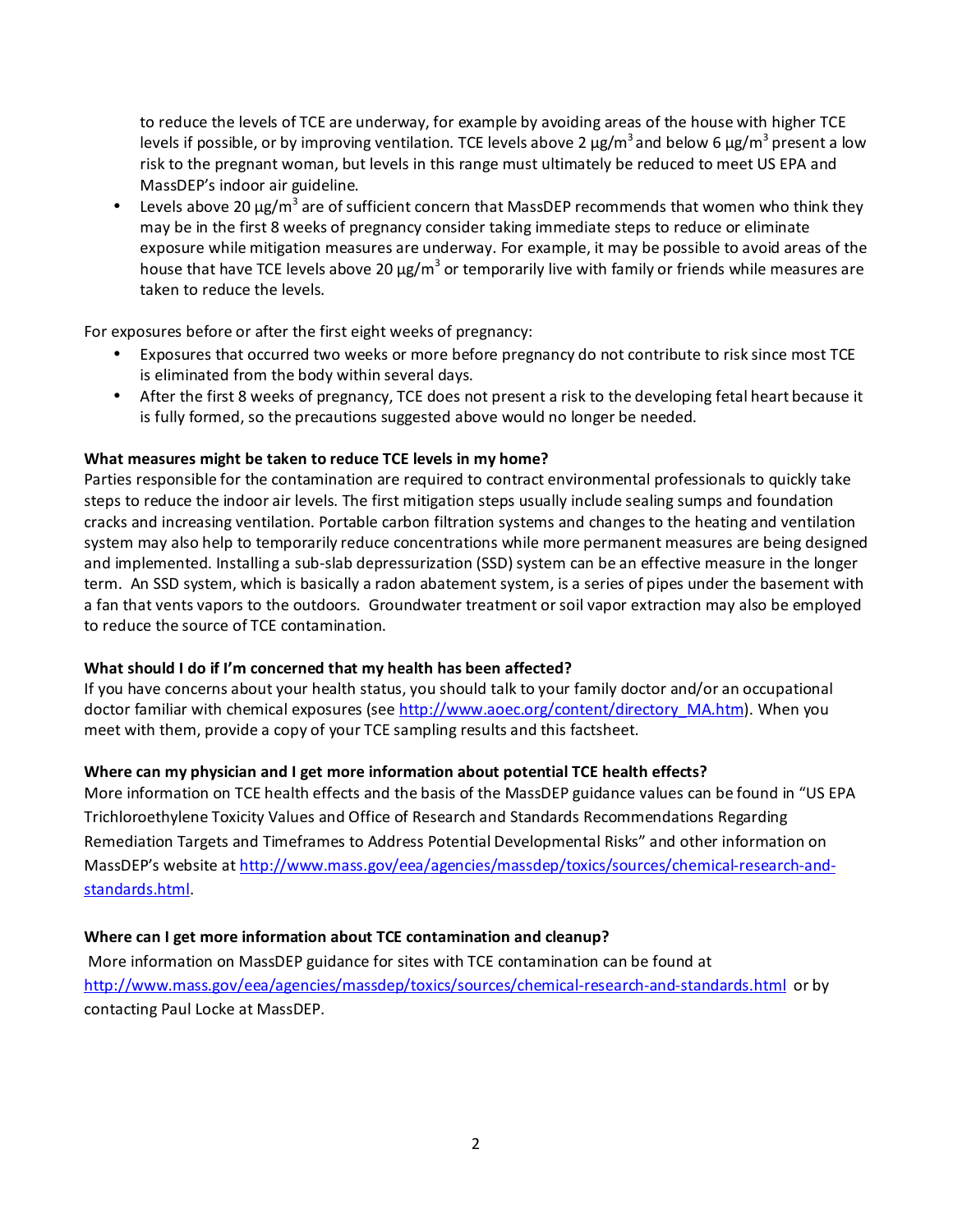to reduce the levels of TCE are underway, for example by avoiding areas of the house with higher TCE levels if possible, or by improving ventilation. TCE levels above 2 μg/$m^3$ and below 6 μg/$m^3$ present a low risk to the pregnant woman, but levels in this range must ultimately be reduced to meet US EPA and MassDEP's indoor air guideline.

- Levels above 20 μg/$m^3$ are of sufficient concern that MassDEP recommends that women who think they may be in the first 8 weeks of pregnancy consider taking immediate steps to reduce or eliminate exposure while mitigation measures are underway. For example, it may be possible to avoid areas of the house that have TCE levels above 20 μg/$m^3$ or temporarily live with family or friends while measures are taken to reduce the levels.

For exposures before or after the first eight weeks of pregnancy:

- Exposures that occurred two weeks or more before pregnancy do not contribute to risk since most TCE is eliminated from the body within several days.
- After the first 8 weeks of pregnancy, TCE does not present a risk to the developing fetal heart because it is fully formed, so the precautions suggested above would no longer be needed.

**What measures might be taken to reduce TCE levels in my home?**

Parties responsible for the contamination are required to contract environmental professionals to quickly take steps to reduce the indoor air levels. The first mitigation steps usually include sealing sumps and foundation cracks and increasing ventilation. Portable carbon filtration systems and changes to the heating and ventilation system may also help to temporarily reduce concentrations while more permanent measures are being designed and implemented. Installing a sub-slab depressurization (SSD) system can be an effective measure in the longer term. An SSD system, which is basically a radon abatement system, is a series of pipes under the basement with a fan that vents vapors to the outdoors. Groundwater treatment or soil vapor extraction may also be employed to reduce the source of TCE contamination.

**What should I do if I'm concerned that my health has been affected?**

If you have concerns about your health status, you should talk to your family doctor and/or an occupational doctor familiar with chemical exposures (see http://www.aoec.org/content/directory_MA.htm). When you meet with them, provide a copy of your TCE sampling results and this factsheet.

**Where can my physician and I get more information about potential TCE health effects?**

More information on TCE health effects and the basis of the MassDEP guidance values can be found in "US EPA Trichloroethylene Toxicity Values and Office of Research and Standards Recommendations Regarding Remediation Targets and Timeframes to Address Potential Developmental Risks" and other information on MassDEP's website at http://www.mass.gov/eea/agencies/massdep/toxics/sources/chemical-research-and-standards.html.

**Where can I get more information about TCE contamination and cleanup?**

More information on MassDEP guidance for sites with TCE contamination can be found at http://www.mass.gov/eea/agencies/massdep/toxics/sources/chemical-research-and-standards.html or by contacting Paul Locke at MassDEP.